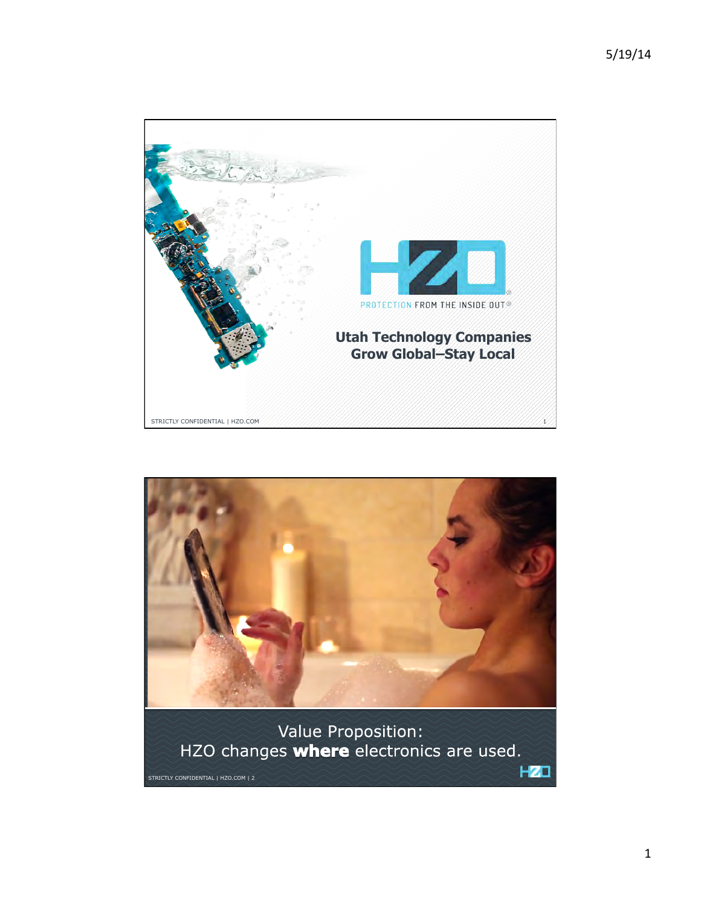# HZO

PROTECTION FROM THE INSIDE OUT®

## Utah Technology Companies Grow Global–Stay Local

STRICTLY CONFIDENTIAL | HZO.COM

---

Value Proposition:
HZO changes **where** electronics are used.

STRICTLY CONFIDENTIAL | HZO.COM | 2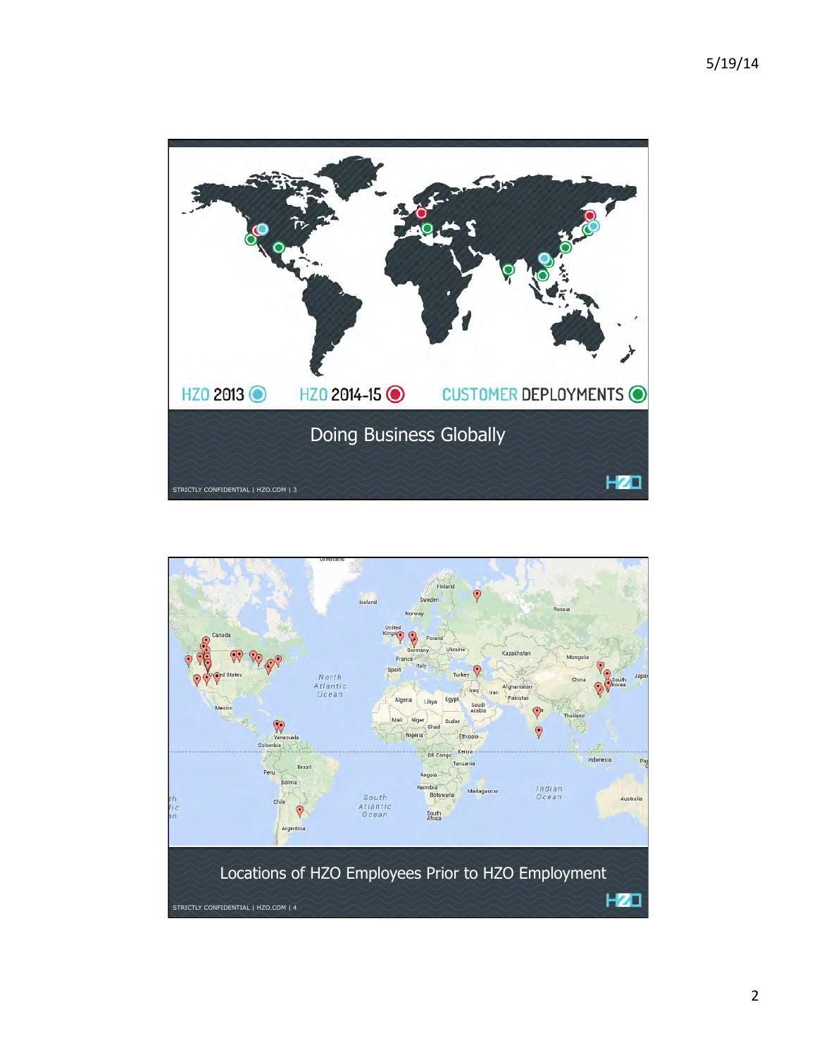HZO 2013 HZO 2014-15 CUSTOMER DEPLOYMENTS

## Doing Business Globally

STRICTLY CONFIDENTIAL | HZO.COM | 3

## Locations of HZO Employees Prior to HZO Employment

STRICTLY CONFIDENTIAL | HZO.COM | 4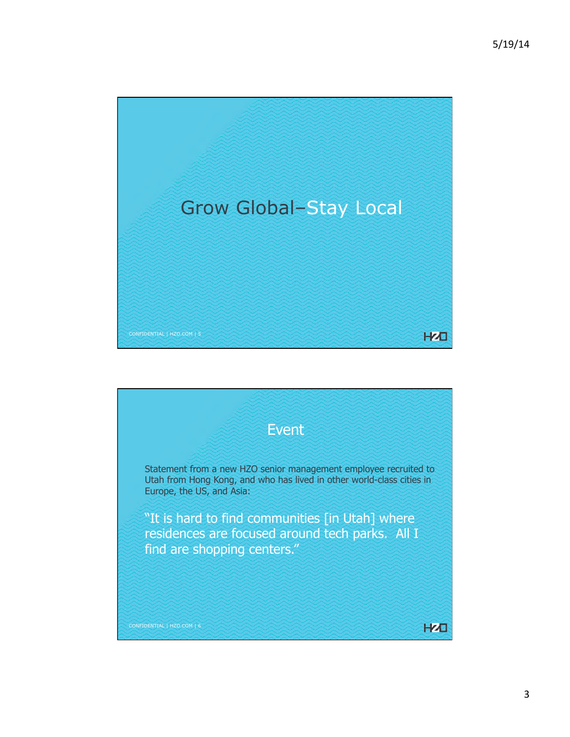# Grow Global–Stay Local

## Event

Statement from a new HZO senior management employee recruited to Utah from Hong Kong, and who has lived in other world-class cities in Europe, the US, and Asia:

"It is hard to find communities [in Utah] where residences are focused around tech parks. All I find are shopping centers."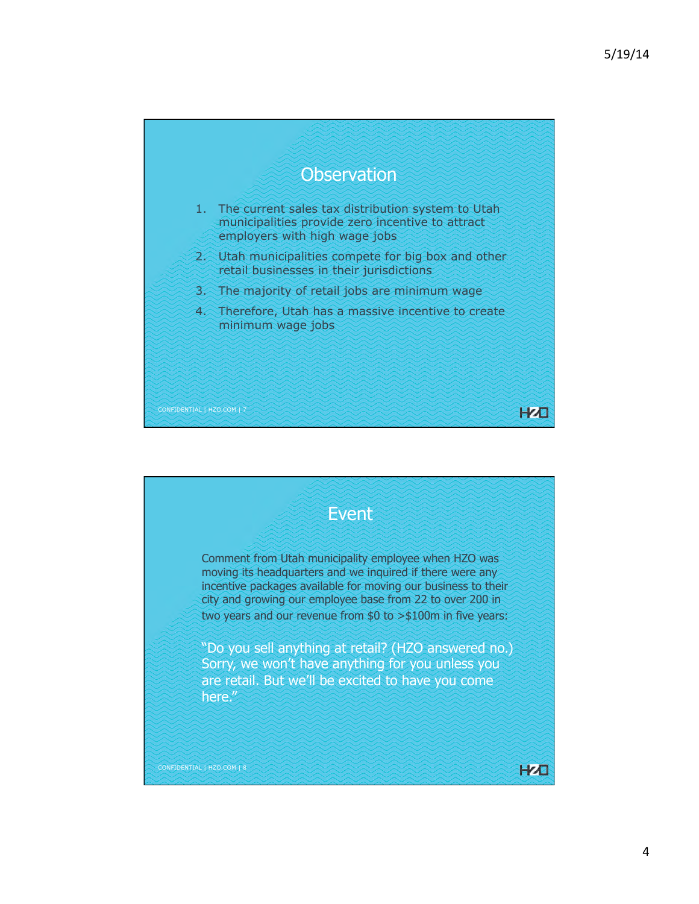## Observation

1. The current sales tax distribution system to Utah municipalities provide zero incentive to attract employers with high wage jobs
2. Utah municipalities compete for big box and other retail businesses in their jurisdictions
3. The majority of retail jobs are minimum wage
4. Therefore, Utah has a massive incentive to create minimum wage jobs

## Event

Comment from Utah municipality employee when HZO was moving its headquarters and we inquired if there were any incentive packages available for moving our business to their city and growing our employee base from 22 to over 200 in two years and our revenue from $0 to >$100m in five years:

"Do you sell anything at retail? (HZO answered no.) Sorry, we won't have anything for you unless you are retail. But we'll be excited to have you come here."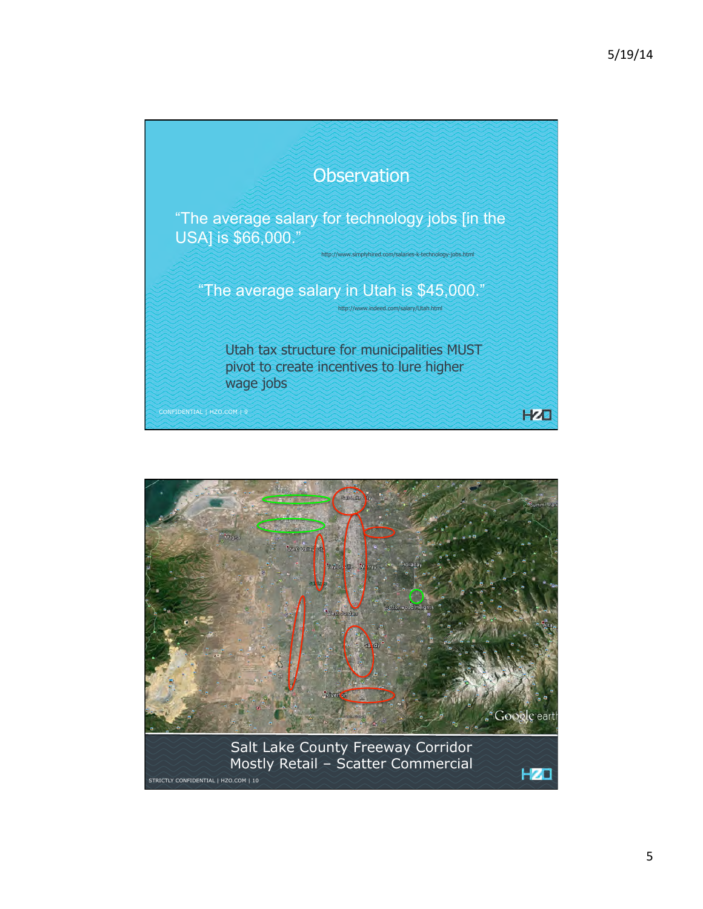## Observation

"The average salary for technology jobs [in the USA] is $66,000."

http://www.simplyhired.com/salaries-k-technology-jobs.html

"The average salary in Utah is $45,000."

http://www.indeed.com/salary/Utah.html

Utah tax structure for municipalities MUST pivot to create incentives to lure higher wage jobs

CONFIDENTIAL | HZO.COM | 9

Salt Lake County Freeway Corridor
Mostly Retail – Scatter Commercial

STRICTLY CONFIDENTIAL | HZO.COM | 10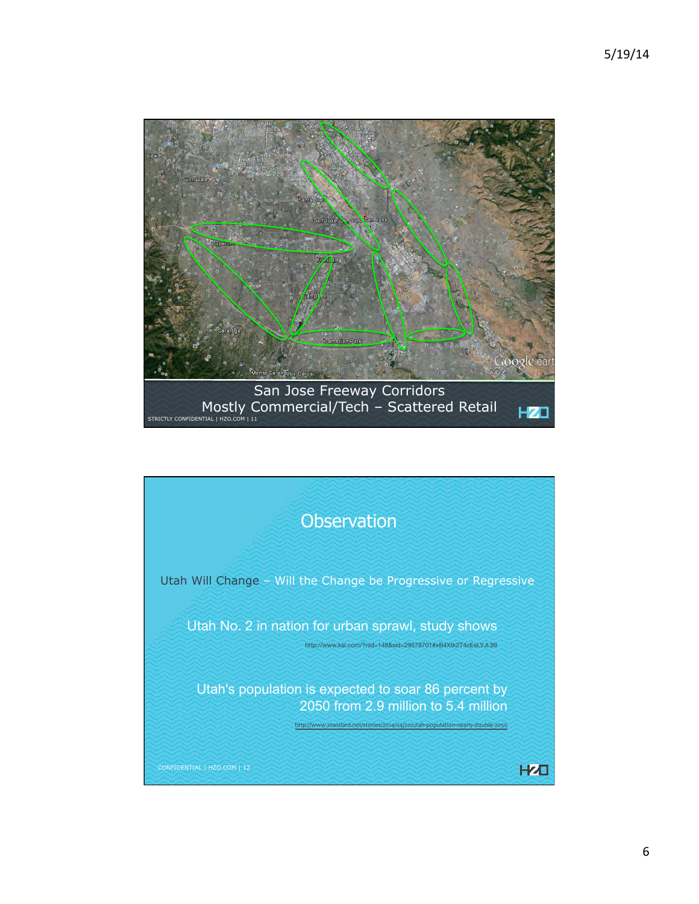San Jose Freeway Corridors
Mostly Commercial/Tech – Scattered Retail

STRICTLY CONFIDENTIAL | HZO.COM | 11

## Observation

Utah Will Change – Will the Change be Progressive or Regressive

Utah No. 2 in nation for urban sprawl, study shows

http://www.ksl.com/?nid=148&sid=29578701#xB4Xtk2T4cEeLYJI.99

Utah's population is expected to soar 86 percent by 2050 from 2.9 million to 5.4 million

http://www.standard.net/stories/2014/04/20/utah-population-nearly-double-2050

CONFIDENTIAL | HZO.COM | 12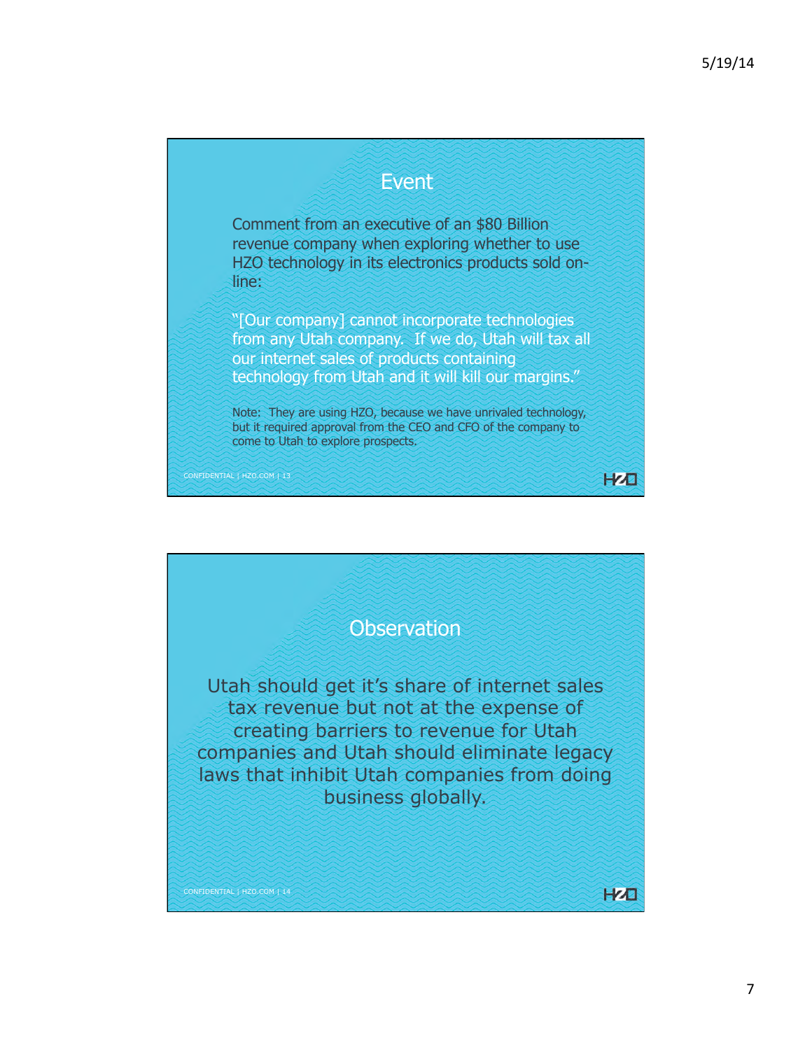## Event

Comment from an executive of an $80 Billion revenue company when exploring whether to use HZO technology in its electronics products sold on-line:

"[Our company] cannot incorporate technologies from any Utah company. If we do, Utah will tax all our internet sales of products containing technology from Utah and it will kill our margins."

Note: They are using HZO, because we have unrivaled technology, but it required approval from the CEO and CFO of the company to come to Utah to explore prospects.

CONFIDENTIAL | HZO.COM | 13

## Observation

Utah should get it's share of internet sales tax revenue but not at the expense of creating barriers to revenue for Utah companies and Utah should eliminate legacy laws that inhibit Utah companies from doing business globally.

CONFIDENTIAL | HZO.COM | 14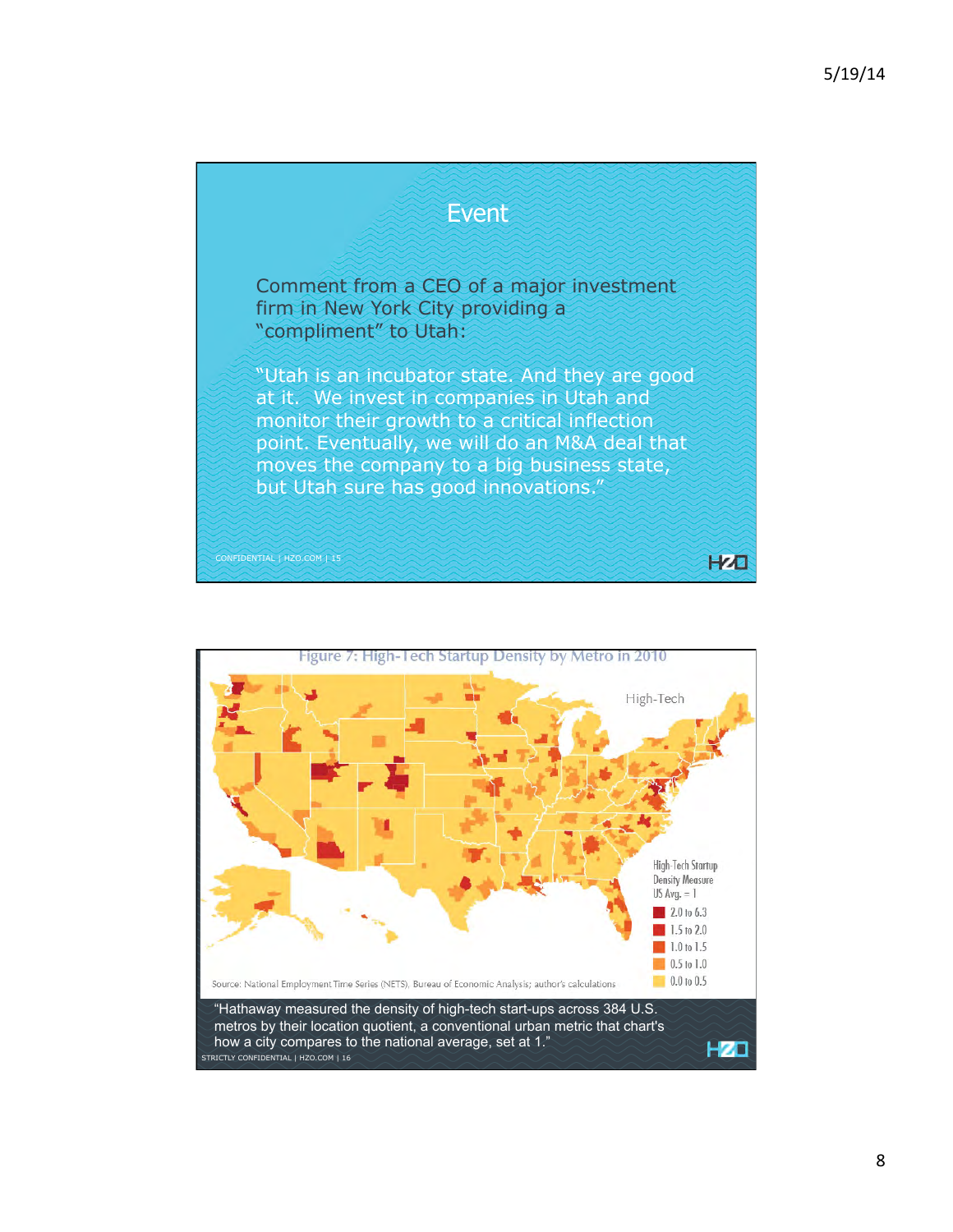## Event

Comment from a CEO of a major investment firm in New York City providing a "compliment" to Utah:

"Utah is an incubator state. And they are good at it. We invest in companies in Utah and monitor their growth to a critical inflection point. Eventually, we will do an M&A deal that moves the company to a big business state, but Utah sure has good innovations."

CONFIDENTIAL | HZO.COM | 15

---

Figure 7: High-Tech Startup Density by Metro in 2010

High-Tech

High-Tech Startup Density Measure
US Avg. = 1

- 2.0 to 6.3
- 1.5 to 2.0
- 1.0 to 1.5
- 0.5 to 1.0
- 0.0 to 0.5

Source: National Employment Time Series (NETS), Bureau of Economic Analysis; author's calculations

"Hathaway measured the density of high-tech start-ups across 384 U.S. metros by their location quotient, a conventional urban metric that chart's how a city compares to the national average, set at 1."

STRICTLY CONFIDENTIAL | HZO.COM | 16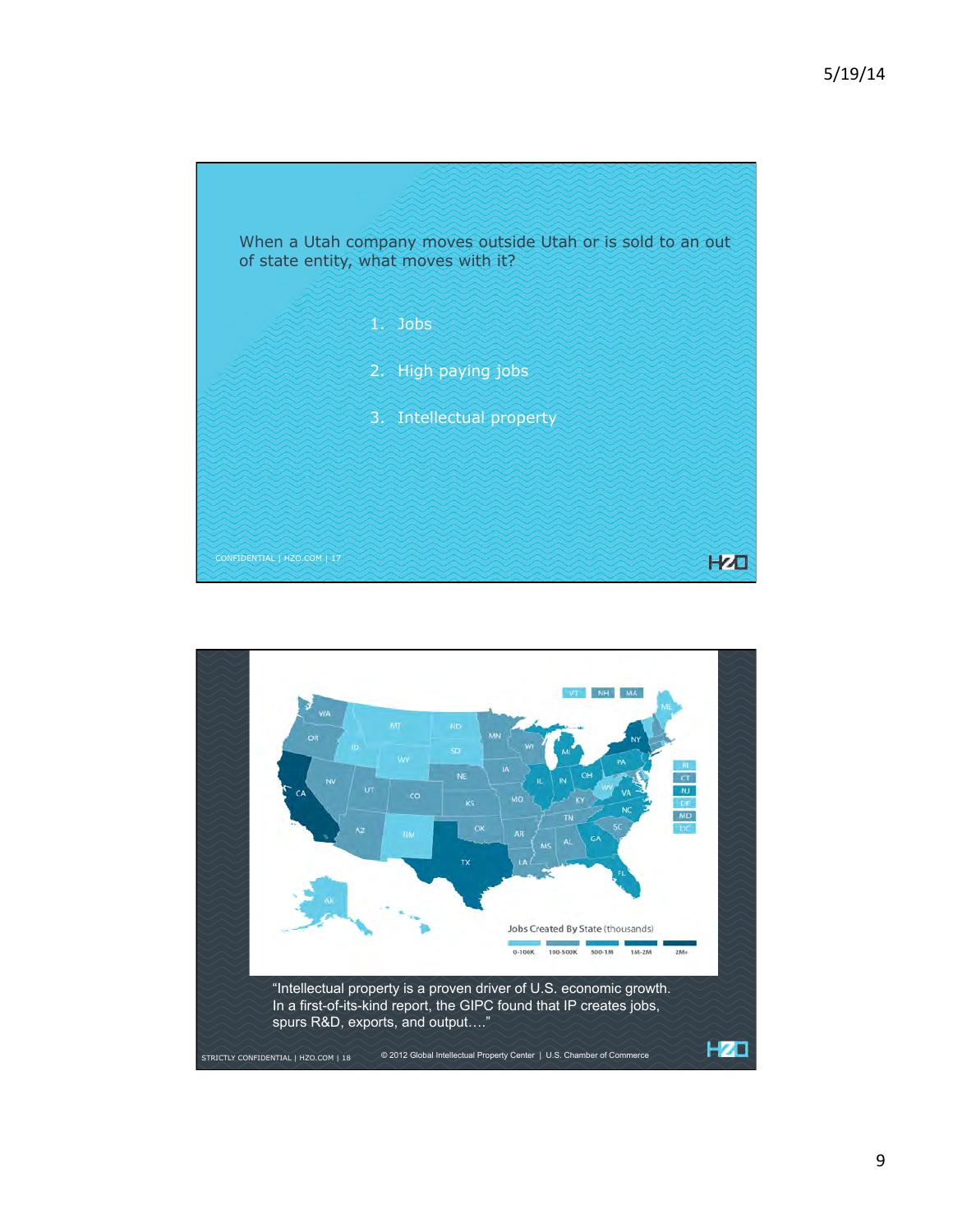When a Utah company moves outside Utah or is sold to an out of state entity, what moves with it?

1. Jobs
2. High paying jobs
3. Intellectual property

CONFIDENTIAL | HZO.COM | 17

Jobs Created By State (thousands)

0-100K | 100-500K | 500-1M | 1M-2M | 2M+

"Intellectual property is a proven driver of U.S. economic growth. In a first-of-its-kind report, the GIPC found that IP creates jobs, spurs R&D, exports, and output…."

STRICTLY CONFIDENTIAL | HZO.COM | 18

© 2012 Global Intellectual Property Center | U.S. Chamber of Commerce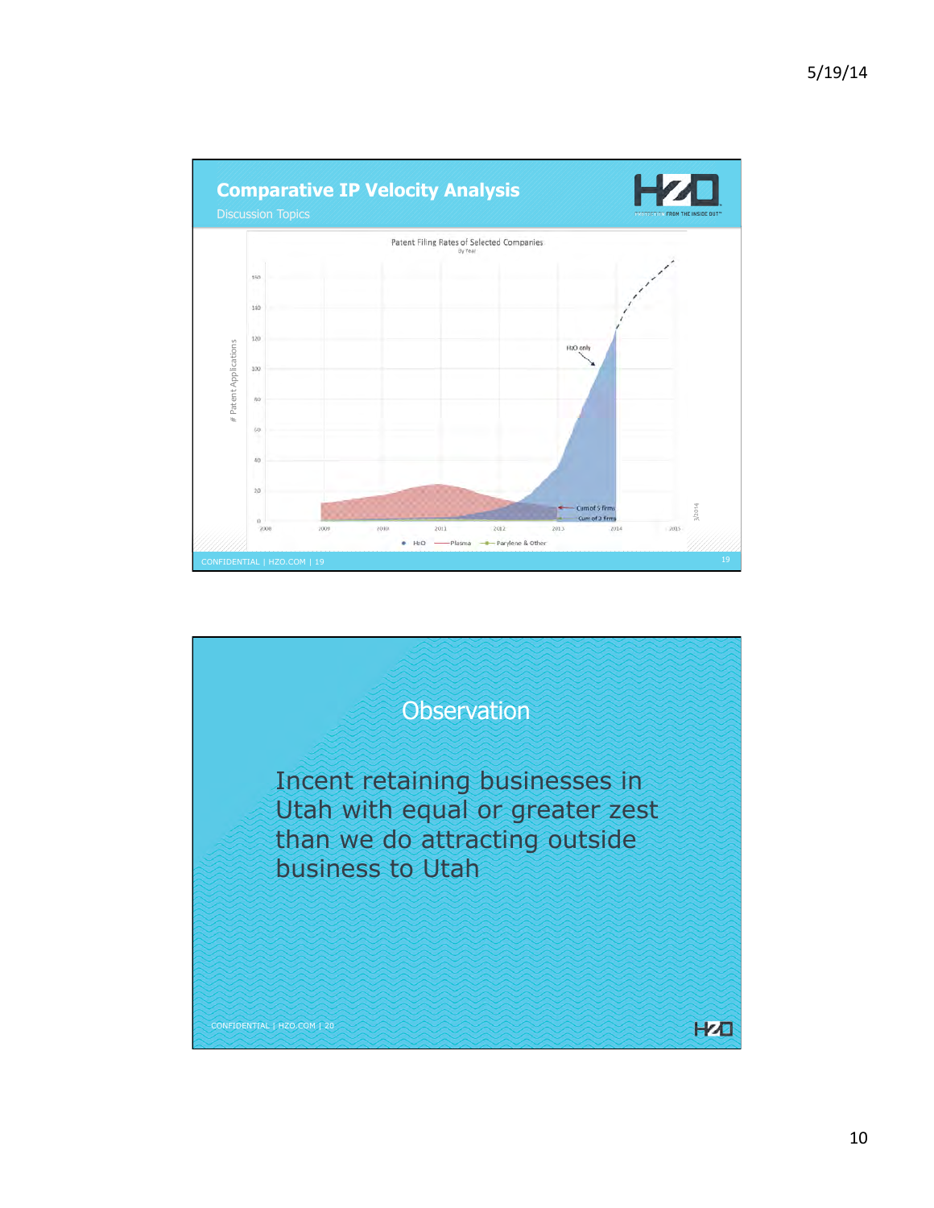## Comparative IP Velocity Analysis

Discussion Topics

Patent Filing Rates of Selected Companies

By Year

H2O only

Cum of 5 firms

Cum of 3 firms

# Patent Applications

● H2O — Plasma —●— Parylene & Other

CONFIDENTIAL | HZO.COM | 19

## Observation

Incent retaining businesses in Utah with equal or greater zest than we do attracting outside business to Utah

CONFIDENTIAL | HZO.COM | 20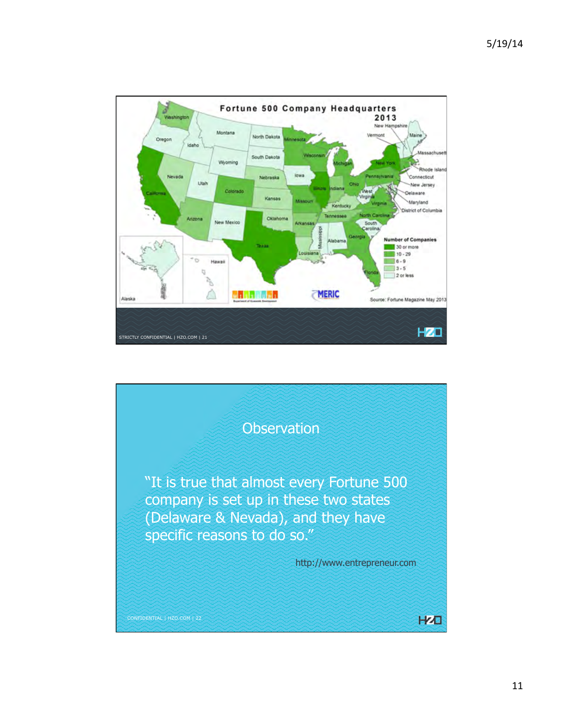## Fortune 500 Company Headquarters 2013

Number of Companies

- 30 or more
- 10 - 29
- 6 - 9
- 3 - 5
- 2 or less

Source: Fortune Magazine May 2013

## Observation

"It is true that almost every Fortune 500 company is set up in these two states (Delaware & Nevada), and they have specific reasons to do so."

http://www.entrepreneur.com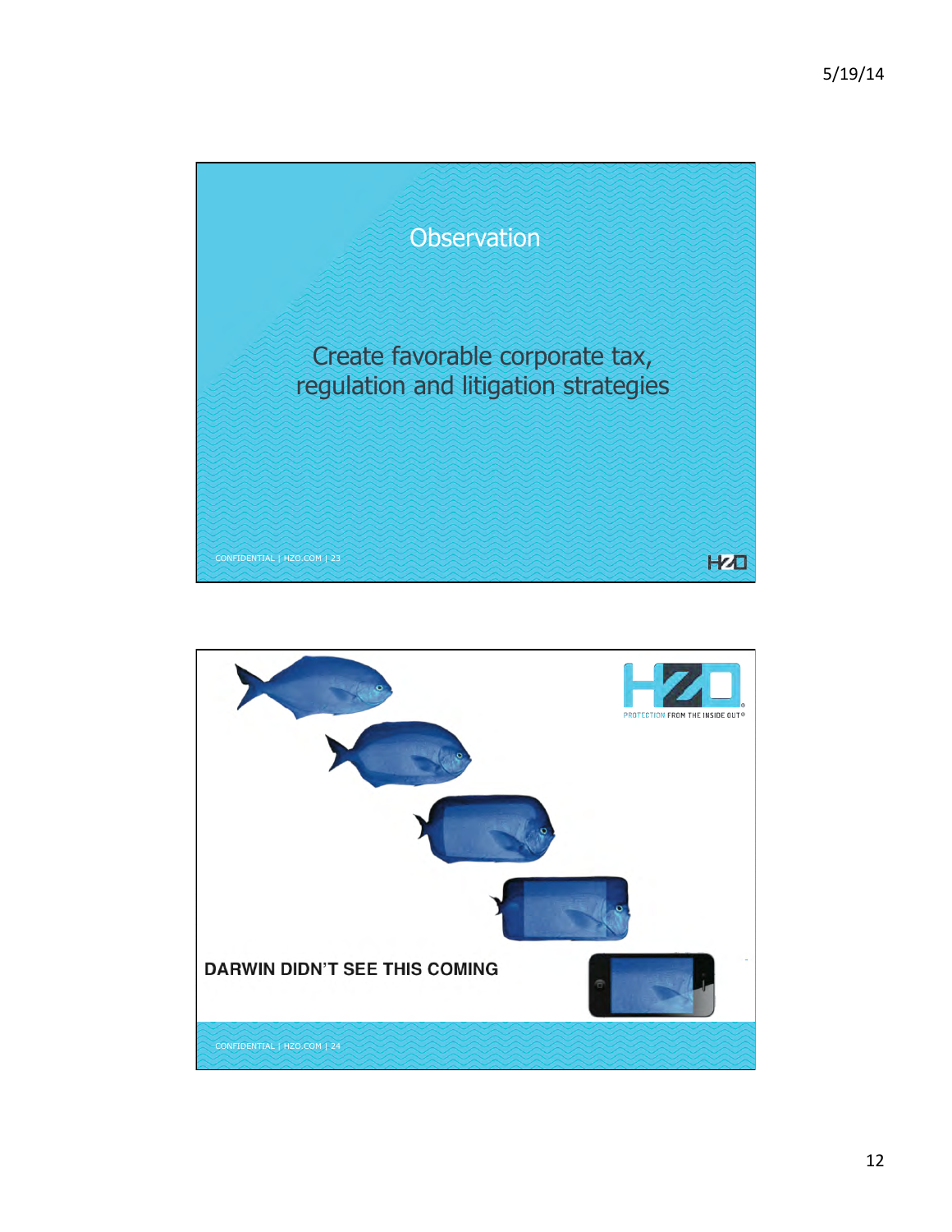## Observation

Create favorable corporate tax, regulation and litigation strategies

CONFIDENTIAL | HZO.COM | 23

HZO

PROTECTION FROM THE INSIDE OUT®

**DARWIN DIDN'T SEE THIS COMING**

CONFIDENTIAL | HZO.COM | 24